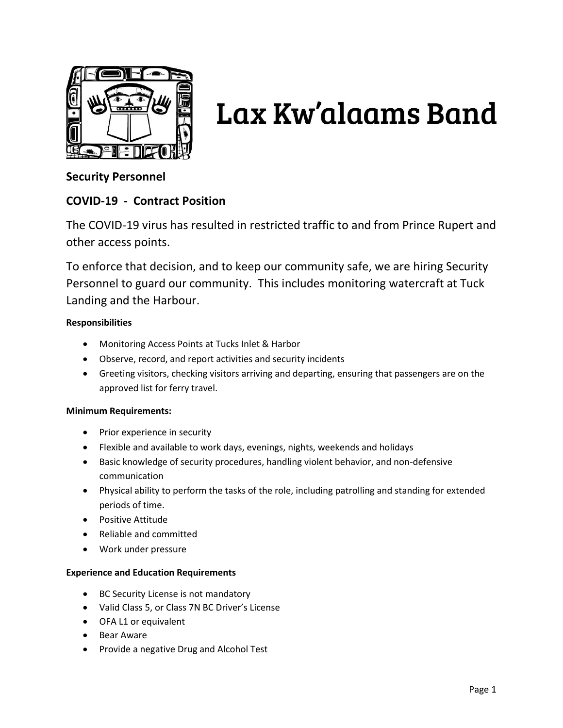# Lax Kw'alaams Band

**Security Personnel**

**COVID-19 - Contract Position**

The COVID-19 virus has resulted in restricted traffic to and from Prince Rupert and other access points.

To enforce that decision, and to keep our community safe, we are hiring Security Personnel to guard our community. This includes monitoring watercraft at Tuck Landing and the Harbour.

**Responsibilities**

- Monitoring Access Points at Tucks Inlet & Harbor
- Observe, record, and report activities and security incidents
- Greeting visitors, checking visitors arriving and departing, ensuring that passengers are on the approved list for ferry travel.

**Minimum Requirements:**

- Prior experience in security
- Flexible and available to work days, evenings, nights, weekends and holidays
- Basic knowledge of security procedures, handling violent behavior, and non-defensive communication
- Physical ability to perform the tasks of the role, including patrolling and standing for extended periods of time.
- Positive Attitude
- Reliable and committed
- Work under pressure

**Experience and Education Requirements**

- BC Security License is not mandatory
- Valid Class 5, or Class 7N BC Driver's License
- OFA L1 or equivalent
- Bear Aware
- Provide a negative Drug and Alcohol Test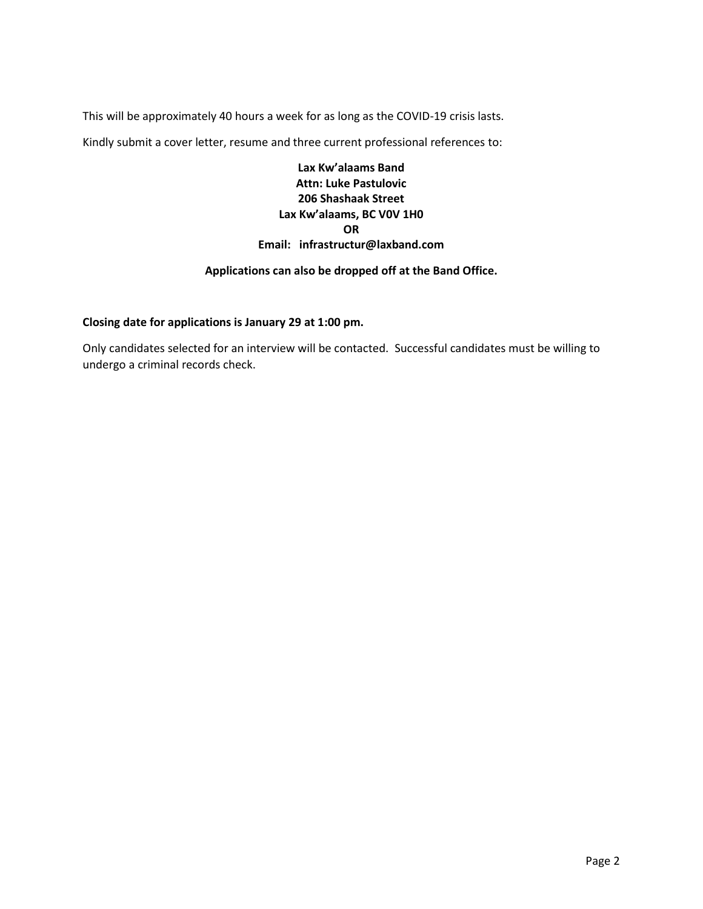This will be approximately 40 hours a week for as long as the COVID-19 crisis lasts.

Kindly submit a cover letter, resume and three current professional references to:

**Lax Kw'alaams Band**
**Attn: Luke Pastulovic**
**206 Shashaak Street**
**Lax Kw'alaams, BC V0V 1H0**
**OR**
**Email: infrastructur@laxband.com**

**Applications can also be dropped off at the Band Office.**

**Closing date for applications is January 29 at 1:00 pm.**

Only candidates selected for an interview will be contacted. Successful candidates must be willing to undergo a criminal records check.